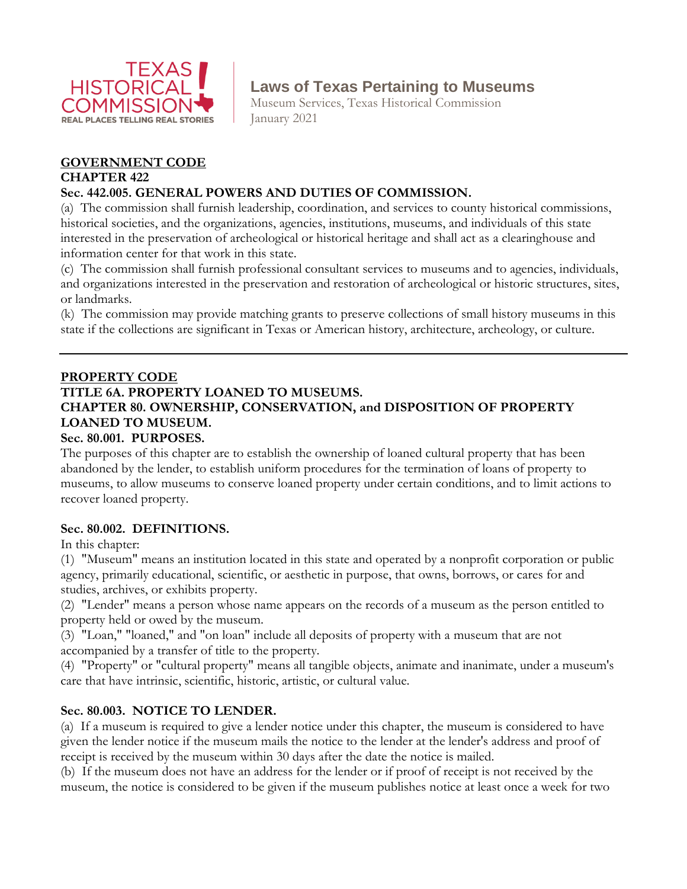TEXAS HISTORICAL COMMISSION
REAL PLACES TELLING REAL STORIES

# Laws of Texas Pertaining to Museums

Museum Services, Texas Historical Commission
January 2021

## GOVERNMENT CODE

### CHAPTER 422

### Sec. 442.005. GENERAL POWERS AND DUTIES OF COMMISSION.

(a) The commission shall furnish leadership, coordination, and services to county historical commissions, historical societies, and the organizations, agencies, institutions, museums, and individuals of this state interested in the preservation of archeological or historical heritage and shall act as a clearinghouse and information center for that work in this state.

(c) The commission shall furnish professional consultant services to museums and to agencies, individuals, and organizations interested in the preservation and restoration of archeological or historic structures, sites, or landmarks.

(k) The commission may provide matching grants to preserve collections of small history museums in this state if the collections are significant in Texas or American history, architecture, archeology, or culture.

---

## PROPERTY CODE

### TITLE 6A. PROPERTY LOANED TO MUSEUMS.

### CHAPTER 80. OWNERSHIP, CONSERVATION, and DISPOSITION OF PROPERTY LOANED TO MUSEUM.

### Sec. 80.001. PURPOSES.

The purposes of this chapter are to establish the ownership of loaned cultural property that has been abandoned by the lender, to establish uniform procedures for the termination of loans of property to museums, to allow museums to conserve loaned property under certain conditions, and to limit actions to recover loaned property.

### Sec. 80.002. DEFINITIONS.

In this chapter:

(1) "Museum" means an institution located in this state and operated by a nonprofit corporation or public agency, primarily educational, scientific, or aesthetic in purpose, that owns, borrows, or cares for and studies, archives, or exhibits property.

(2) "Lender" means a person whose name appears on the records of a museum as the person entitled to property held or owed by the museum.

(3) "Loan," "loaned," and "on loan" include all deposits of property with a museum that are not accompanied by a transfer of title to the property.

(4) "Property" or "cultural property" means all tangible objects, animate and inanimate, under a museum's care that have intrinsic, scientific, historic, artistic, or cultural value.

### Sec. 80.003. NOTICE TO LENDER.

(a) If a museum is required to give a lender notice under this chapter, the museum is considered to have given the lender notice if the museum mails the notice to the lender at the lender's address and proof of receipt is received by the museum within 30 days after the date the notice is mailed.

(b) If the museum does not have an address for the lender or if proof of receipt is not received by the museum, the notice is considered to be given if the museum publishes notice at least once a week for two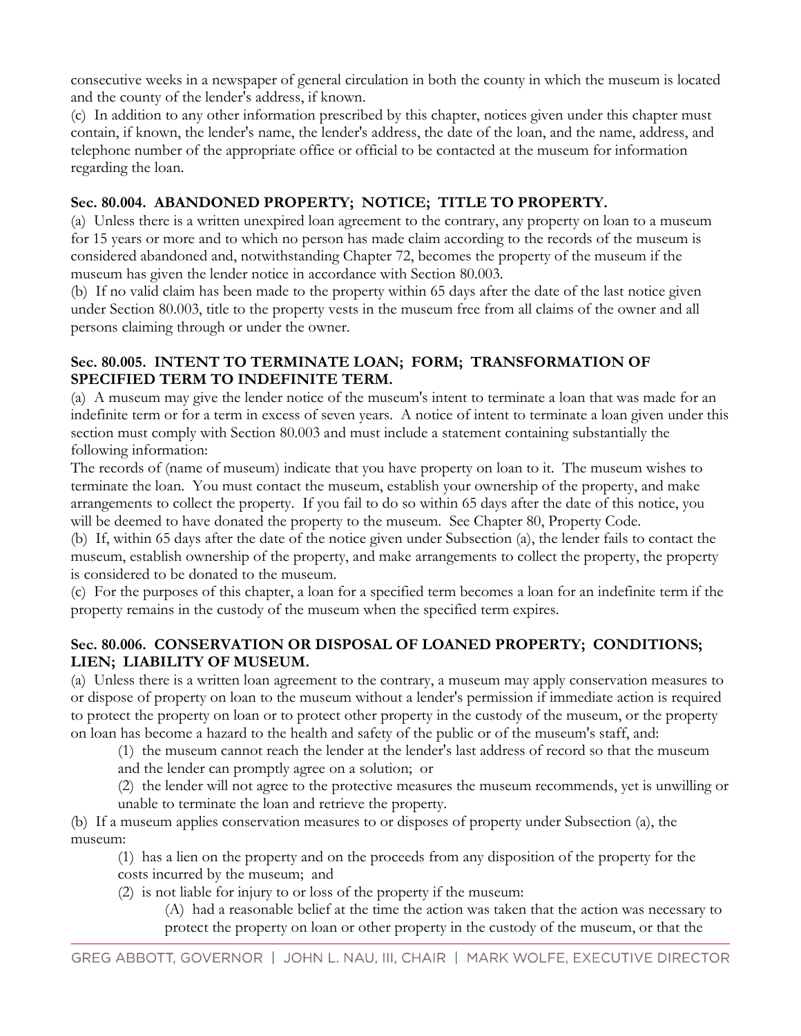consecutive weeks in a newspaper of general circulation in both the county in which the museum is located and the county of the lender's address, if known.

(c) In addition to any other information prescribed by this chapter, notices given under this chapter must contain, if known, the lender's name, the lender's address, the date of the loan, and the name, address, and telephone number of the appropriate office or official to be contacted at the museum for information regarding the loan.

**Sec. 80.004. ABANDONED PROPERTY; NOTICE; TITLE TO PROPERTY.**

(a) Unless there is a written unexpired loan agreement to the contrary, any property on loan to a museum for 15 years or more and to which no person has made claim according to the records of the museum is considered abandoned and, notwithstanding Chapter 72, becomes the property of the museum if the museum has given the lender notice in accordance with Section 80.003.

(b) If no valid claim has been made to the property within 65 days after the date of the last notice given under Section 80.003, title to the property vests in the museum free from all claims of the owner and all persons claiming through or under the owner.

**Sec. 80.005. INTENT TO TERMINATE LOAN; FORM; TRANSFORMATION OF SPECIFIED TERM TO INDEFINITE TERM.**

(a) A museum may give the lender notice of the museum's intent to terminate a loan that was made for an indefinite term or for a term in excess of seven years. A notice of intent to terminate a loan given under this section must comply with Section 80.003 and must include a statement containing substantially the following information:

The records of (name of museum) indicate that you have property on loan to it. The museum wishes to terminate the loan. You must contact the museum, establish your ownership of the property, and make arrangements to collect the property. If you fail to do so within 65 days after the date of this notice, you will be deemed to have donated the property to the museum. See Chapter 80, Property Code.

(b) If, within 65 days after the date of the notice given under Subsection (a), the lender fails to contact the museum, establish ownership of the property, and make arrangements to collect the property, the property is considered to be donated to the museum.

(c) For the purposes of this chapter, a loan for a specified term becomes a loan for an indefinite term if the property remains in the custody of the museum when the specified term expires.

**Sec. 80.006. CONSERVATION OR DISPOSAL OF LOANED PROPERTY; CONDITIONS; LIEN; LIABILITY OF MUSEUM.**

(a) Unless there is a written loan agreement to the contrary, a museum may apply conservation measures to or dispose of property on loan to the museum without a lender's permission if immediate action is required to protect the property on loan or to protect other property in the custody of the museum, or the property on loan has become a hazard to the health and safety of the public or of the museum's staff, and:

(1) the museum cannot reach the lender at the lender's last address of record so that the museum and the lender can promptly agree on a solution; or

(2) the lender will not agree to the protective measures the museum recommends, yet is unwilling or unable to terminate the loan and retrieve the property.

(b) If a museum applies conservation measures to or disposes of property under Subsection (a), the museum:

(1) has a lien on the property and on the proceeds from any disposition of the property for the costs incurred by the museum; and

(2) is not liable for injury to or loss of the property if the museum:

(A) had a reasonable belief at the time the action was taken that the action was necessary to protect the property on loan or other property in the custody of the museum, or that the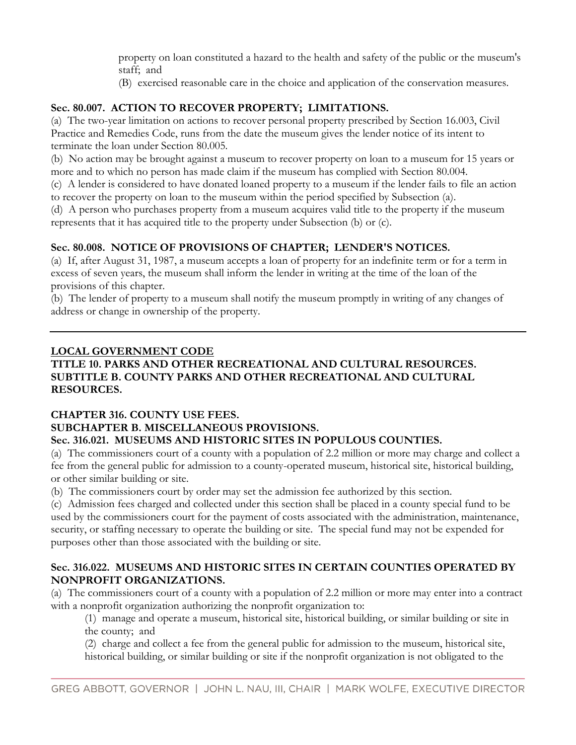property on loan constituted a hazard to the health and safety of the public or the museum's staff; and

(B) exercised reasonable care in the choice and application of the conservation measures.

**Sec. 80.007. ACTION TO RECOVER PROPERTY; LIMITATIONS.**

(a) The two-year limitation on actions to recover personal property prescribed by Section 16.003, Civil Practice and Remedies Code, runs from the date the museum gives the lender notice of its intent to terminate the loan under Section 80.005.

(b) No action may be brought against a museum to recover property on loan to a museum for 15 years or more and to which no person has made claim if the museum has complied with Section 80.004.

(c) A lender is considered to have donated loaned property to a museum if the lender fails to file an action to recover the property on loan to the museum within the period specified by Subsection (a).

(d) A person who purchases property from a museum acquires valid title to the property if the museum represents that it has acquired title to the property under Subsection (b) or (c).

**Sec. 80.008. NOTICE OF PROVISIONS OF CHAPTER; LENDER'S NOTICES.**

(a) If, after August 31, 1987, a museum accepts a loan of property for an indefinite term or for a term in excess of seven years, the museum shall inform the lender in writing at the time of the loan of the provisions of this chapter.

(b) The lender of property to a museum shall notify the museum promptly in writing of any changes of address or change in ownership of the property.

---

**LOCAL GOVERNMENT CODE**

**TITLE 10. PARKS AND OTHER RECREATIONAL AND CULTURAL RESOURCES.**
**SUBTITLE B. COUNTY PARKS AND OTHER RECREATIONAL AND CULTURAL RESOURCES.**

**CHAPTER 316. COUNTY USE FEES.**
**SUBCHAPTER B. MISCELLANEOUS PROVISIONS.**
**Sec. 316.021. MUSEUMS AND HISTORIC SITES IN POPULOUS COUNTIES.**

(a) The commissioners court of a county with a population of 2.2 million or more may charge and collect a fee from the general public for admission to a county-operated museum, historical site, historical building, or other similar building or site.

(b) The commissioners court by order may set the admission fee authorized by this section.

(c) Admission fees charged and collected under this section shall be placed in a county special fund to be used by the commissioners court for the payment of costs associated with the administration, maintenance, security, or staffing necessary to operate the building or site. The special fund may not be expended for purposes other than those associated with the building or site.

**Sec. 316.022. MUSEUMS AND HISTORIC SITES IN CERTAIN COUNTIES OPERATED BY NONPROFIT ORGANIZATIONS.**

(a) The commissioners court of a county with a population of 2.2 million or more may enter into a contract with a nonprofit organization authorizing the nonprofit organization to:

(1) manage and operate a museum, historical site, historical building, or similar building or site in the county; and

(2) charge and collect a fee from the general public for admission to the museum, historical site, historical building, or similar building or site if the nonprofit organization is not obligated to the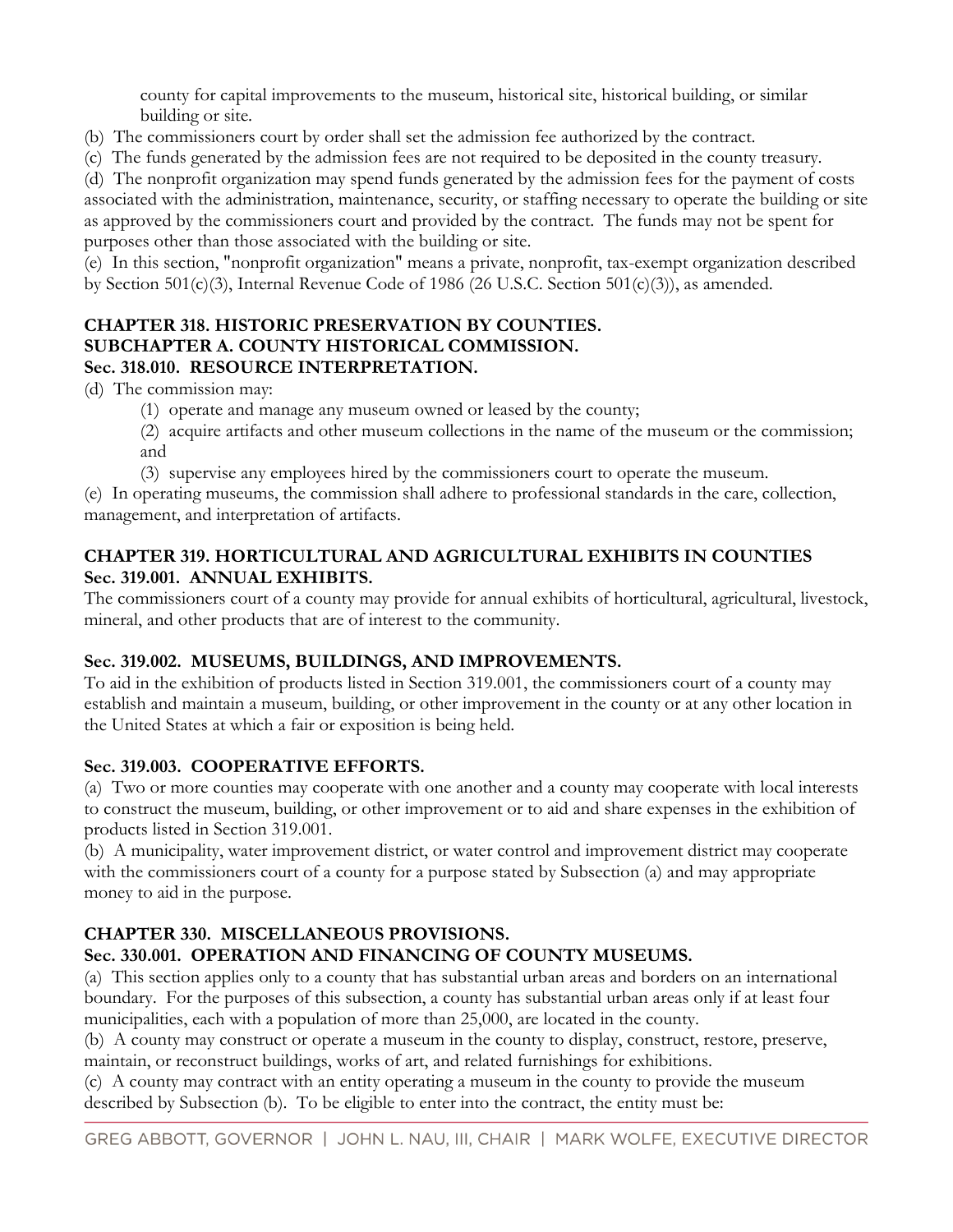county for capital improvements to the museum, historical site, historical building, or similar building or site.

(b) The commissioners court by order shall set the admission fee authorized by the contract.

(c) The funds generated by the admission fees are not required to be deposited in the county treasury.

(d) The nonprofit organization may spend funds generated by the admission fees for the payment of costs associated with the administration, maintenance, security, or staffing necessary to operate the building or site as approved by the commissioners court and provided by the contract. The funds may not be spent for purposes other than those associated with the building or site.

(e) In this section, "nonprofit organization" means a private, nonprofit, tax-exempt organization described by Section 501(c)(3), Internal Revenue Code of 1986 (26 U.S.C. Section 501(c)(3)), as amended.

**CHAPTER 318. HISTORIC PRESERVATION BY COUNTIES.**
**SUBCHAPTER A. COUNTY HISTORICAL COMMISSION.**
**Sec. 318.010. RESOURCE INTERPRETATION.**

(d) The commission may:

(1) operate and manage any museum owned or leased by the county;

(2) acquire artifacts and other museum collections in the name of the museum or the commission; and

(3) supervise any employees hired by the commissioners court to operate the museum.

(e) In operating museums, the commission shall adhere to professional standards in the care, collection, management, and interpretation of artifacts.

**CHAPTER 319. HORTICULTURAL AND AGRICULTURAL EXHIBITS IN COUNTIES**
**Sec. 319.001. ANNUAL EXHIBITS.**

The commissioners court of a county may provide for annual exhibits of horticultural, agricultural, livestock, mineral, and other products that are of interest to the community.

**Sec. 319.002. MUSEUMS, BUILDINGS, AND IMPROVEMENTS.**

To aid in the exhibition of products listed in Section 319.001, the commissioners court of a county may establish and maintain a museum, building, or other improvement in the county or at any other location in the United States at which a fair or exposition is being held.

**Sec. 319.003. COOPERATIVE EFFORTS.**

(a) Two or more counties may cooperate with one another and a county may cooperate with local interests to construct the museum, building, or other improvement or to aid and share expenses in the exhibition of products listed in Section 319.001.

(b) A municipality, water improvement district, or water control and improvement district may cooperate with the commissioners court of a county for a purpose stated by Subsection (a) and may appropriate money to aid in the purpose.

**CHAPTER 330. MISCELLANEOUS PROVISIONS.**
**Sec. 330.001. OPERATION AND FINANCING OF COUNTY MUSEUMS.**

(a) This section applies only to a county that has substantial urban areas and borders on an international boundary. For the purposes of this subsection, a county has substantial urban areas only if at least four municipalities, each with a population of more than 25,000, are located in the county.

(b) A county may construct or operate a museum in the county to display, construct, restore, preserve, maintain, or reconstruct buildings, works of art, and related furnishings for exhibitions.

(c) A county may contract with an entity operating a museum in the county to provide the museum described by Subsection (b). To be eligible to enter into the contract, the entity must be: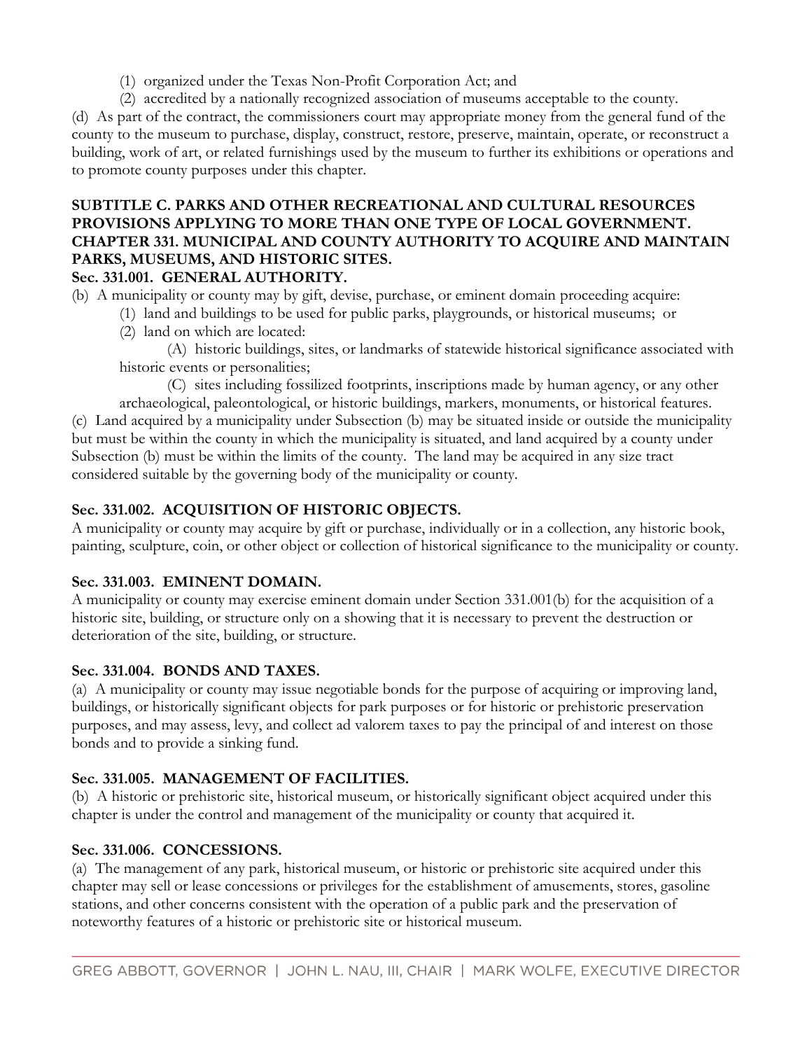(1) organized under the Texas Non-Profit Corporation Act; and

(2) accredited by a nationally recognized association of museums acceptable to the county.

(d) As part of the contract, the commissioners court may appropriate money from the general fund of the county to the museum to purchase, display, construct, restore, preserve, maintain, operate, or reconstruct a building, work of art, or related furnishings used by the museum to further its exhibitions or operations and to promote county purposes under this chapter.

**SUBTITLE C. PARKS AND OTHER RECREATIONAL AND CULTURAL RESOURCES PROVISIONS APPLYING TO MORE THAN ONE TYPE OF LOCAL GOVERNMENT.**
**CHAPTER 331. MUNICIPAL AND COUNTY AUTHORITY TO ACQUIRE AND MAINTAIN PARKS, MUSEUMS, AND HISTORIC SITES.**

**Sec. 331.001. GENERAL AUTHORITY.**

(b) A municipality or county may by gift, devise, purchase, or eminent domain proceeding acquire:

(1) land and buildings to be used for public parks, playgrounds, or historical museums; or

(2) land on which are located:

(A) historic buildings, sites, or landmarks of statewide historical significance associated with historic events or personalities;

(C) sites including fossilized footprints, inscriptions made by human agency, or any other archaeological, paleontological, or historic buildings, markers, monuments, or historical features.

(c) Land acquired by a municipality under Subsection (b) may be situated inside or outside the municipality but must be within the county in which the municipality is situated, and land acquired by a county under Subsection (b) must be within the limits of the county. The land may be acquired in any size tract considered suitable by the governing body of the municipality or county.

**Sec. 331.002. ACQUISITION OF HISTORIC OBJECTS.**

A municipality or county may acquire by gift or purchase, individually or in a collection, any historic book, painting, sculpture, coin, or other object or collection of historical significance to the municipality or county.

**Sec. 331.003. EMINENT DOMAIN.**

A municipality or county may exercise eminent domain under Section 331.001(b) for the acquisition of a historic site, building, or structure only on a showing that it is necessary to prevent the destruction or deterioration of the site, building, or structure.

**Sec. 331.004. BONDS AND TAXES.**

(a) A municipality or county may issue negotiable bonds for the purpose of acquiring or improving land, buildings, or historically significant objects for park purposes or for historic or prehistoric preservation purposes, and may assess, levy, and collect ad valorem taxes to pay the principal of and interest on those bonds and to provide a sinking fund.

**Sec. 331.005. MANAGEMENT OF FACILITIES.**

(b) A historic or prehistoric site, historical museum, or historically significant object acquired under this chapter is under the control and management of the municipality or county that acquired it.

**Sec. 331.006. CONCESSIONS.**

(a) The management of any park, historical museum, or historic or prehistoric site acquired under this chapter may sell or lease concessions or privileges for the establishment of amusements, stores, gasoline stations, and other concerns consistent with the operation of a public park and the preservation of noteworthy features of a historic or prehistoric site or historical museum.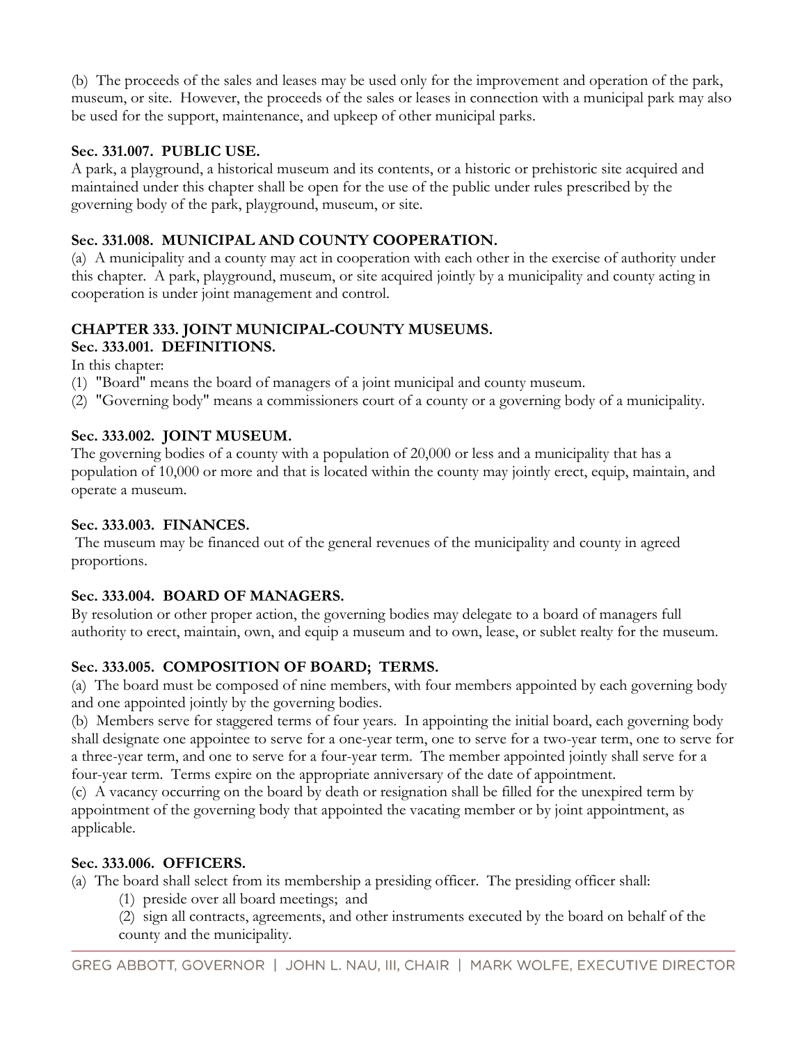(b) The proceeds of the sales and leases may be used only for the improvement and operation of the park, museum, or site. However, the proceeds of the sales or leases in connection with a municipal park may also be used for the support, maintenance, and upkeep of other municipal parks.

**Sec. 331.007. PUBLIC USE.**
A park, a playground, a historical museum and its contents, or a historic or prehistoric site acquired and maintained under this chapter shall be open for the use of the public under rules prescribed by the governing body of the park, playground, museum, or site.

**Sec. 331.008. MUNICIPAL AND COUNTY COOPERATION.**
(a) A municipality and a county may act in cooperation with each other in the exercise of authority under this chapter. A park, playground, museum, or site acquired jointly by a municipality and county acting in cooperation is under joint management and control.

**CHAPTER 333. JOINT MUNICIPAL-COUNTY MUSEUMS.**
**Sec. 333.001. DEFINITIONS.**
In this chapter:
(1) "Board" means the board of managers of a joint municipal and county museum.
(2) "Governing body" means a commissioners court of a county or a governing body of a municipality.

**Sec. 333.002. JOINT MUSEUM.**
The governing bodies of a county with a population of 20,000 or less and a municipality that has a population of 10,000 or more and that is located within the county may jointly erect, equip, maintain, and operate a museum.

**Sec. 333.003. FINANCES.**
The museum may be financed out of the general revenues of the municipality and county in agreed proportions.

**Sec. 333.004. BOARD OF MANAGERS.**
By resolution or other proper action, the governing bodies may delegate to a board of managers full authority to erect, maintain, own, and equip a museum and to own, lease, or sublet realty for the museum.

**Sec. 333.005. COMPOSITION OF BOARD; TERMS.**
(a) The board must be composed of nine members, with four members appointed by each governing body and one appointed jointly by the governing bodies.
(b) Members serve for staggered terms of four years. In appointing the initial board, each governing body shall designate one appointee to serve for a one-year term, one to serve for a two-year term, one to serve for a three-year term, and one to serve for a four-year term. The member appointed jointly shall serve for a four-year term. Terms expire on the appropriate anniversary of the date of appointment.
(c) A vacancy occurring on the board by death or resignation shall be filled for the unexpired term by appointment of the governing body that appointed the vacating member or by joint appointment, as applicable.

**Sec. 333.006. OFFICERS.**
(a) The board shall select from its membership a presiding officer. The presiding officer shall:
    (1) preside over all board meetings; and
    (2) sign all contracts, agreements, and other instruments executed by the board on behalf of the county and the municipality.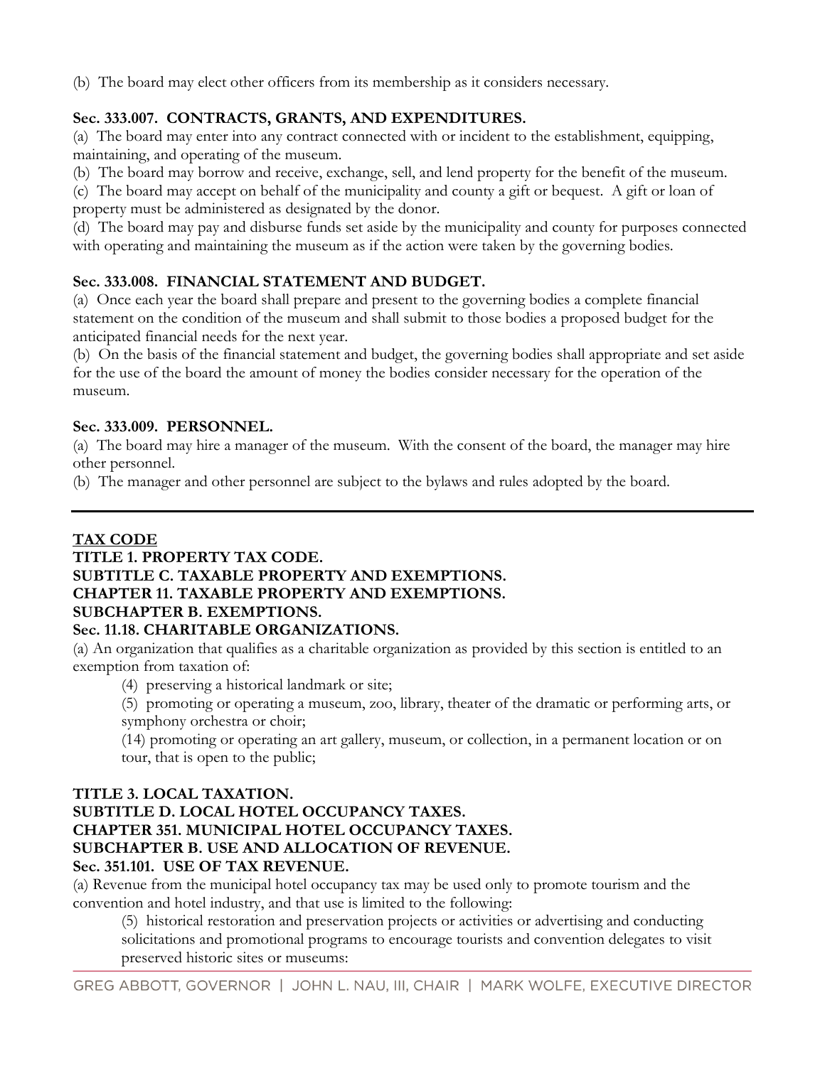(b) The board may elect other officers from its membership as it considers necessary.

**Sec. 333.007. CONTRACTS, GRANTS, AND EXPENDITURES.**

(a) The board may enter into any contract connected with or incident to the establishment, equipping, maintaining, and operating of the museum.

(b) The board may borrow and receive, exchange, sell, and lend property for the benefit of the museum.

(c) The board may accept on behalf of the municipality and county a gift or bequest. A gift or loan of property must be administered as designated by the donor.

(d) The board may pay and disburse funds set aside by the municipality and county for purposes connected with operating and maintaining the museum as if the action were taken by the governing bodies.

**Sec. 333.008. FINANCIAL STATEMENT AND BUDGET.**

(a) Once each year the board shall prepare and present to the governing bodies a complete financial statement on the condition of the museum and shall submit to those bodies a proposed budget for the anticipated financial needs for the next year.

(b) On the basis of the financial statement and budget, the governing bodies shall appropriate and set aside for the use of the board the amount of money the bodies consider necessary for the operation of the museum.

**Sec. 333.009. PERSONNEL.**

(a) The board may hire a manager of the museum. With the consent of the board, the manager may hire other personnel.

(b) The manager and other personnel are subject to the bylaws and rules adopted by the board.

---

**TAX CODE**
**TITLE 1. PROPERTY TAX CODE.**
**SUBTITLE C. TAXABLE PROPERTY AND EXEMPTIONS.**
**CHAPTER 11. TAXABLE PROPERTY AND EXEMPTIONS.**
**SUBCHAPTER B. EXEMPTIONS.**
**Sec. 11.18. CHARITABLE ORGANIZATIONS.**

(a) An organization that qualifies as a charitable organization as provided by this section is entitled to an exemption from taxation of:

> (4) preserving a historical landmark or site;
>
> (5) promoting or operating a museum, zoo, library, theater of the dramatic or performing arts, or symphony orchestra or choir;
>
> (14) promoting or operating an art gallery, museum, or collection, in a permanent location or on tour, that is open to the public;

**TITLE 3. LOCAL TAXATION.**
**SUBTITLE D. LOCAL HOTEL OCCUPANCY TAXES.**
**CHAPTER 351. MUNICIPAL HOTEL OCCUPANCY TAXES.**
**SUBCHAPTER B. USE AND ALLOCATION OF REVENUE.**
**Sec. 351.101. USE OF TAX REVENUE.**

(a) Revenue from the municipal hotel occupancy tax may be used only to promote tourism and the convention and hotel industry, and that use is limited to the following:

> (5) historical restoration and preservation projects or activities or advertising and conducting solicitations and promotional programs to encourage tourists and convention delegates to visit preserved historic sites or museums: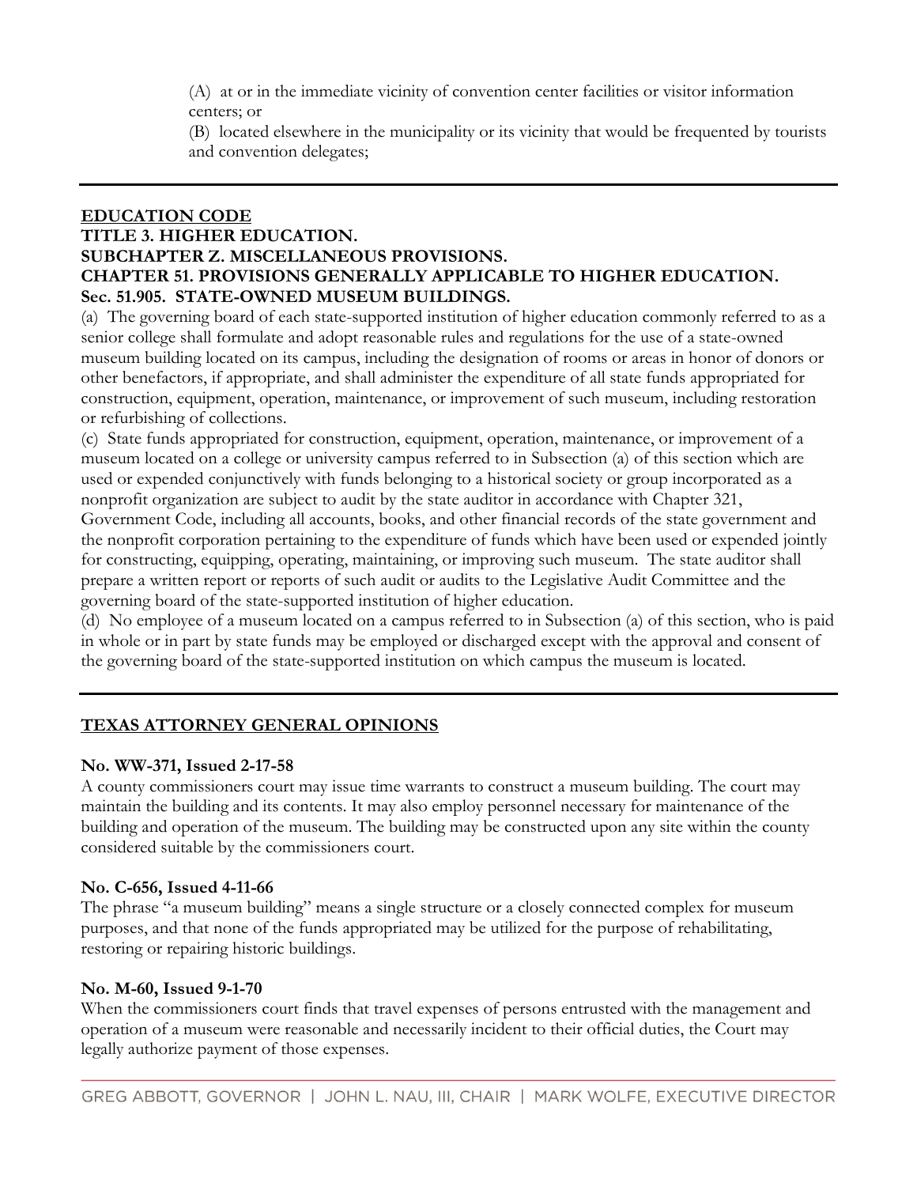(A) at or in the immediate vicinity of convention center facilities or visitor information centers; or

(B) located elsewhere in the municipality or its vicinity that would be frequented by tourists and convention delegates;

---

**EDUCATION CODE**
**TITLE 3. HIGHER EDUCATION.**
**SUBCHAPTER Z. MISCELLANEOUS PROVISIONS.**
**CHAPTER 51. PROVISIONS GENERALLY APPLICABLE TO HIGHER EDUCATION.**
**Sec. 51.905. STATE-OWNED MUSEUM BUILDINGS.**

(a) The governing board of each state-supported institution of higher education commonly referred to as a senior college shall formulate and adopt reasonable rules and regulations for the use of a state-owned museum building located on its campus, including the designation of rooms or areas in honor of donors or other benefactors, if appropriate, and shall administer the expenditure of all state funds appropriated for construction, equipment, operation, maintenance, or improvement of such museum, including restoration or refurbishing of collections.

(c) State funds appropriated for construction, equipment, operation, maintenance, or improvement of a museum located on a college or university campus referred to in Subsection (a) of this section which are used or expended conjunctively with funds belonging to a historical society or group incorporated as a nonprofit organization are subject to audit by the state auditor in accordance with Chapter 321, Government Code, including all accounts, books, and other financial records of the state government and the nonprofit corporation pertaining to the expenditure of funds which have been used or expended jointly for constructing, equipping, operating, maintaining, or improving such museum. The state auditor shall prepare a written report or reports of such audit or audits to the Legislative Audit Committee and the governing board of the state-supported institution of higher education.

(d) No employee of a museum located on a campus referred to in Subsection (a) of this section, who is paid in whole or in part by state funds may be employed or discharged except with the approval and consent of the governing board of the state-supported institution on which campus the museum is located.

---

**TEXAS ATTORNEY GENERAL OPINIONS**

**No. WW-371, Issued 2-17-58**
A county commissioners court may issue time warrants to construct a museum building. The court may maintain the building and its contents. It may also employ personnel necessary for maintenance of the building and operation of the museum. The building may be constructed upon any site within the county considered suitable by the commissioners court.

**No. C-656, Issued 4-11-66**
The phrase "a museum building" means a single structure or a closely connected complex for museum purposes, and that none of the funds appropriated may be utilized for the purpose of rehabilitating, restoring or repairing historic buildings.

**No. M-60, Issued 9-1-70**
When the commissioners court finds that travel expenses of persons entrusted with the management and operation of a museum were reasonable and necessarily incident to their official duties, the Court may legally authorize payment of those expenses.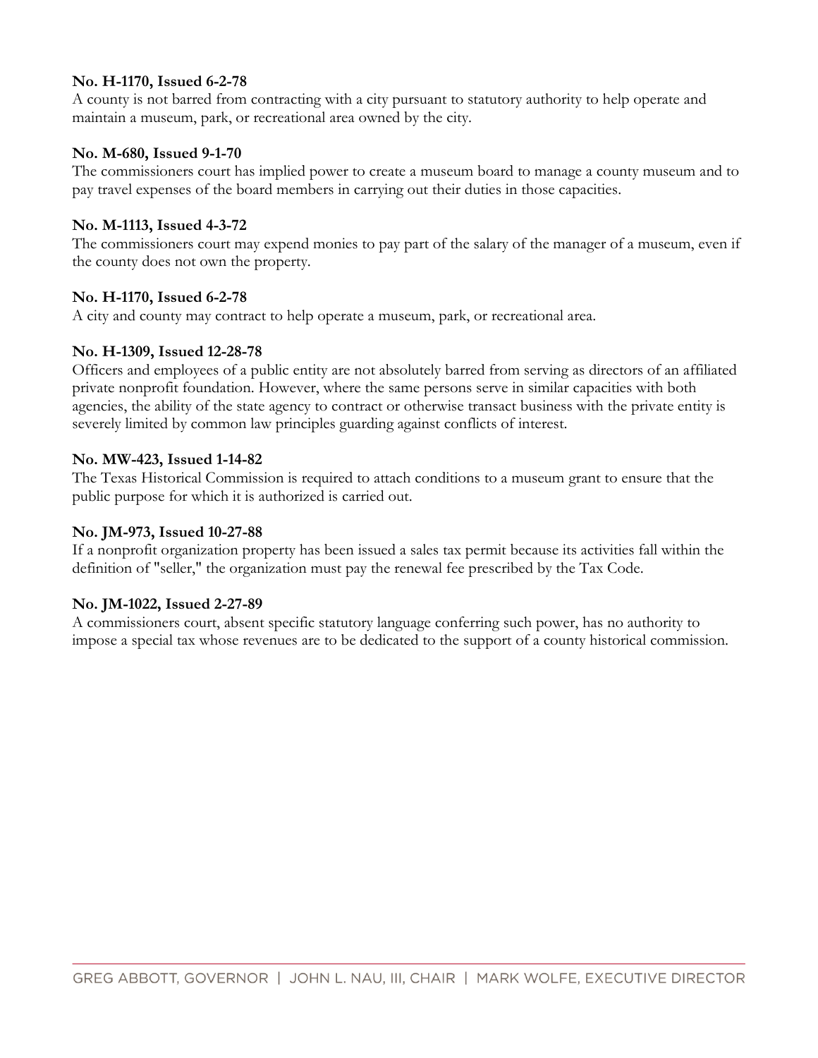**No. H-1170, Issued 6-2-78**
A county is not barred from contracting with a city pursuant to statutory authority to help operate and maintain a museum, park, or recreational area owned by the city.

**No. M-680, Issued 9-1-70**
The commissioners court has implied power to create a museum board to manage a county museum and to pay travel expenses of the board members in carrying out their duties in those capacities.

**No. M-1113, Issued 4-3-72**
The commissioners court may expend monies to pay part of the salary of the manager of a museum, even if the county does not own the property.

**No. H-1170, Issued 6-2-78**
A city and county may contract to help operate a museum, park, or recreational area.

**No. H-1309, Issued 12-28-78**
Officers and employees of a public entity are not absolutely barred from serving as directors of an affiliated private nonprofit foundation. However, where the same persons serve in similar capacities with both agencies, the ability of the state agency to contract or otherwise transact business with the private entity is severely limited by common law principles guarding against conflicts of interest.

**No. MW-423, Issued 1-14-82**
The Texas Historical Commission is required to attach conditions to a museum grant to ensure that the public purpose for which it is authorized is carried out.

**No. JM-973, Issued 10-27-88**
If a nonprofit organization property has been issued a sales tax permit because its activities fall within the definition of "seller," the organization must pay the renewal fee prescribed by the Tax Code.

**No. JM-1022, Issued 2-27-89**
A commissioners court, absent specific statutory language conferring such power, has no authority to impose a special tax whose revenues are to be dedicated to the support of a county historical commission.